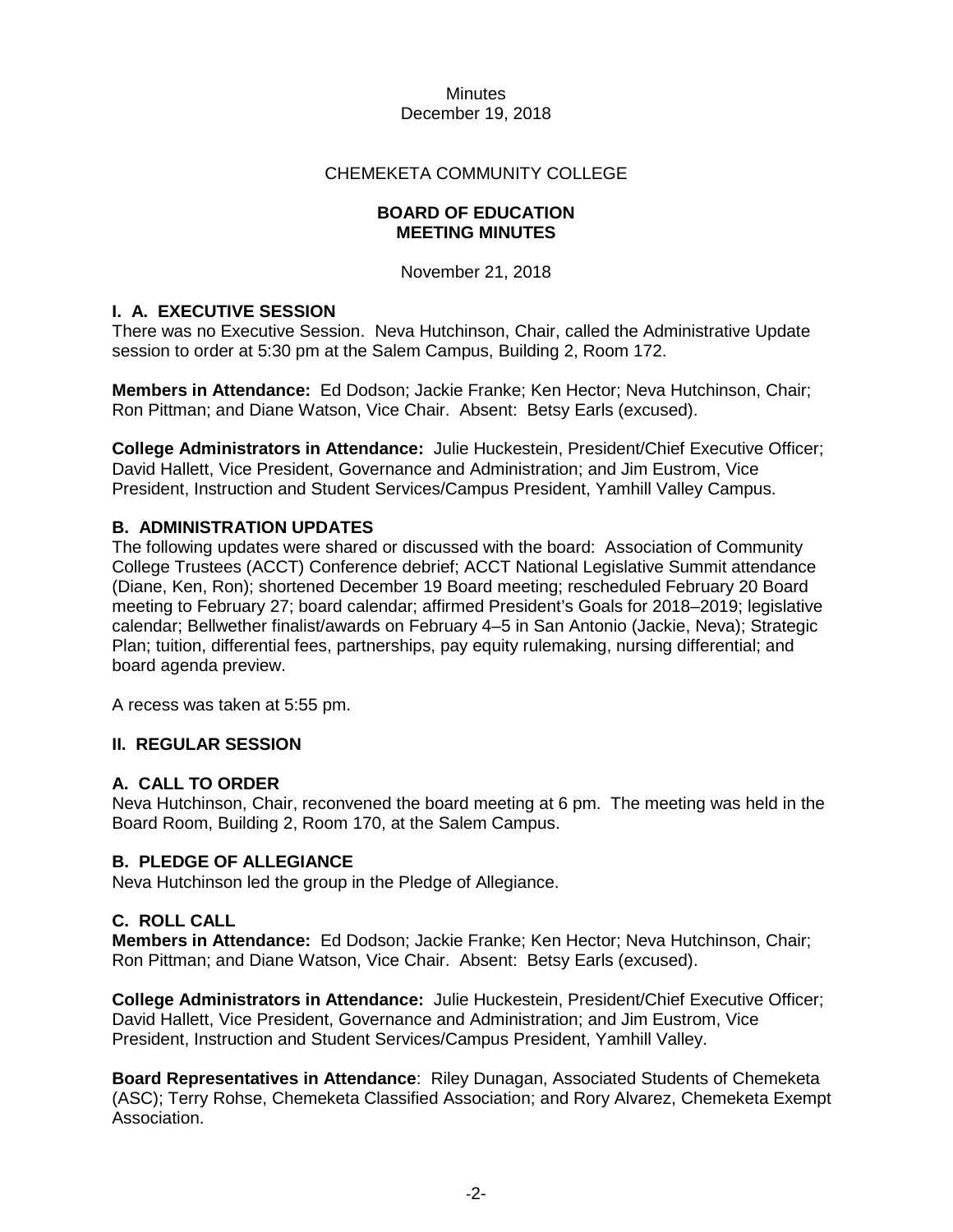Minutes
December 19, 2018

CHEMEKETA COMMUNITY COLLEGE

**BOARD OF EDUCATION**
**MEETING MINUTES**

November 21, 2018

**I. A. EXECUTIVE SESSION**
There was no Executive Session. Neva Hutchinson, Chair, called the Administrative Update session to order at 5:30 pm at the Salem Campus, Building 2, Room 172.

**Members in Attendance:** Ed Dodson; Jackie Franke; Ken Hector; Neva Hutchinson, Chair; Ron Pittman; and Diane Watson, Vice Chair. Absent: Betsy Earls (excused).

**College Administrators in Attendance:** Julie Huckestein, President/Chief Executive Officer; David Hallett, Vice President, Governance and Administration; and Jim Eustrom, Vice President, Instruction and Student Services/Campus President, Yamhill Valley Campus.

**B. ADMINISTRATION UPDATES**
The following updates were shared or discussed with the board: Association of Community College Trustees (ACCT) Conference debrief; ACCT National Legislative Summit attendance (Diane, Ken, Ron); shortened December 19 Board meeting; rescheduled February 20 Board meeting to February 27; board calendar; affirmed President's Goals for 2018–2019; legislative calendar; Bellwether finalist/awards on February 4–5 in San Antonio (Jackie, Neva); Strategic Plan; tuition, differential fees, partnerships, pay equity rulemaking, nursing differential; and board agenda preview.

A recess was taken at 5:55 pm.

**II. REGULAR SESSION**

**A. CALL TO ORDER**
Neva Hutchinson, Chair, reconvened the board meeting at 6 pm. The meeting was held in the Board Room, Building 2, Room 170, at the Salem Campus.

**B. PLEDGE OF ALLEGIANCE**
Neva Hutchinson led the group in the Pledge of Allegiance.

**C. ROLL CALL**
**Members in Attendance:** Ed Dodson; Jackie Franke; Ken Hector; Neva Hutchinson, Chair; Ron Pittman; and Diane Watson, Vice Chair. Absent: Betsy Earls (excused).

**College Administrators in Attendance:** Julie Huckestein, President/Chief Executive Officer; David Hallett, Vice President, Governance and Administration; and Jim Eustrom, Vice President, Instruction and Student Services/Campus President, Yamhill Valley.

**Board Representatives in Attendance**: Riley Dunagan, Associated Students of Chemeketa (ASC); Terry Rohse, Chemeketa Classified Association; and Rory Alvarez, Chemeketa Exempt Association.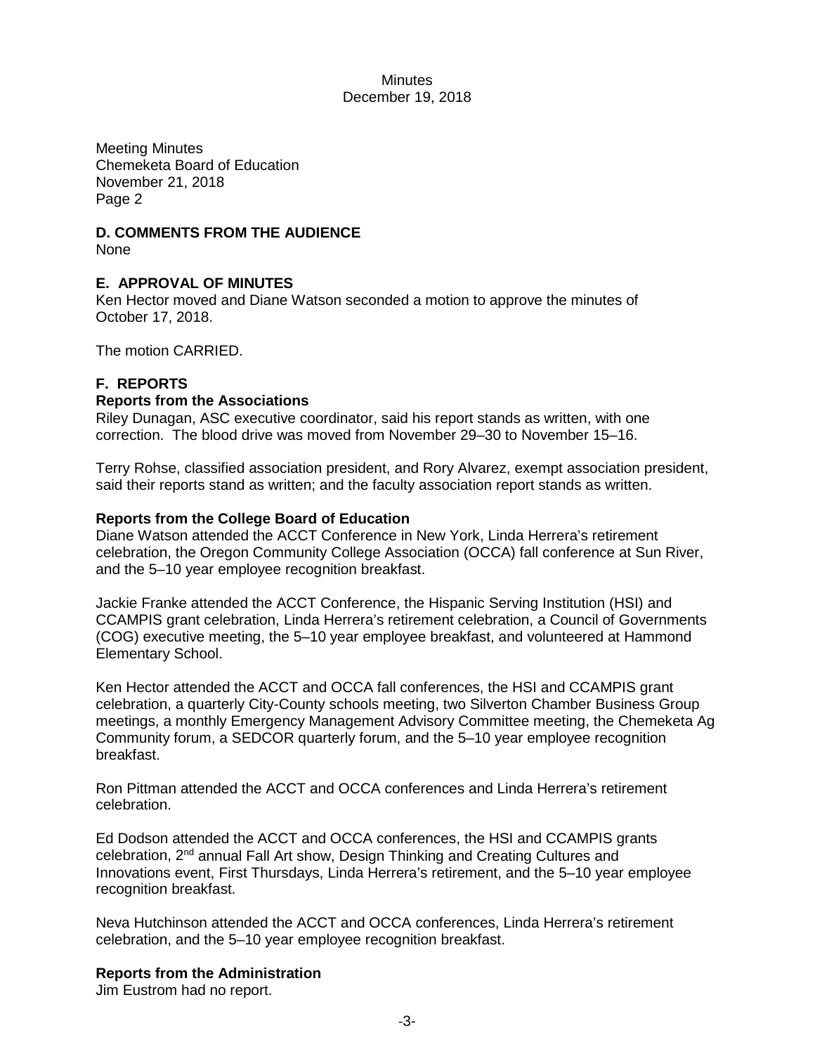**D. COMMENTS FROM THE AUDIENCE**

None

**E. APPROVAL OF MINUTES**

Ken Hector moved and Diane Watson seconded a motion to approve the minutes of October 17, 2018.

The motion CARRIED.

**F. REPORTS**

**Reports from the Associations**

Riley Dunagan, ASC executive coordinator, said his report stands as written, with one correction. The blood drive was moved from November 29–30 to November 15–16.

Terry Rohse, classified association president, and Rory Alvarez, exempt association president, said their reports stand as written; and the faculty association report stands as written.

**Reports from the College Board of Education**

Diane Watson attended the ACCT Conference in New York, Linda Herrera's retirement celebration, the Oregon Community College Association (OCCA) fall conference at Sun River, and the 5–10 year employee recognition breakfast.

Jackie Franke attended the ACCT Conference, the Hispanic Serving Institution (HSI) and CCAMPIS grant celebration, Linda Herrera's retirement celebration, a Council of Governments (COG) executive meeting, the 5–10 year employee breakfast, and volunteered at Hammond Elementary School.

Ken Hector attended the ACCT and OCCA fall conferences, the HSI and CCAMPIS grant celebration, a quarterly City-County schools meeting, two Silverton Chamber Business Group meetings, a monthly Emergency Management Advisory Committee meeting, the Chemeketa Ag Community forum, a SEDCOR quarterly forum, and the 5–10 year employee recognition breakfast.

Ron Pittman attended the ACCT and OCCA conferences and Linda Herrera's retirement celebration.

Ed Dodson attended the ACCT and OCCA conferences, the HSI and CCAMPIS grants celebration, 2nd annual Fall Art show, Design Thinking and Creating Cultures and Innovations event, First Thursdays, Linda Herrera's retirement, and the 5–10 year employee recognition breakfast.

Neva Hutchinson attended the ACCT and OCCA conferences, Linda Herrera's retirement celebration, and the 5–10 year employee recognition breakfast.

**Reports from the Administration**

Jim Eustrom had no report.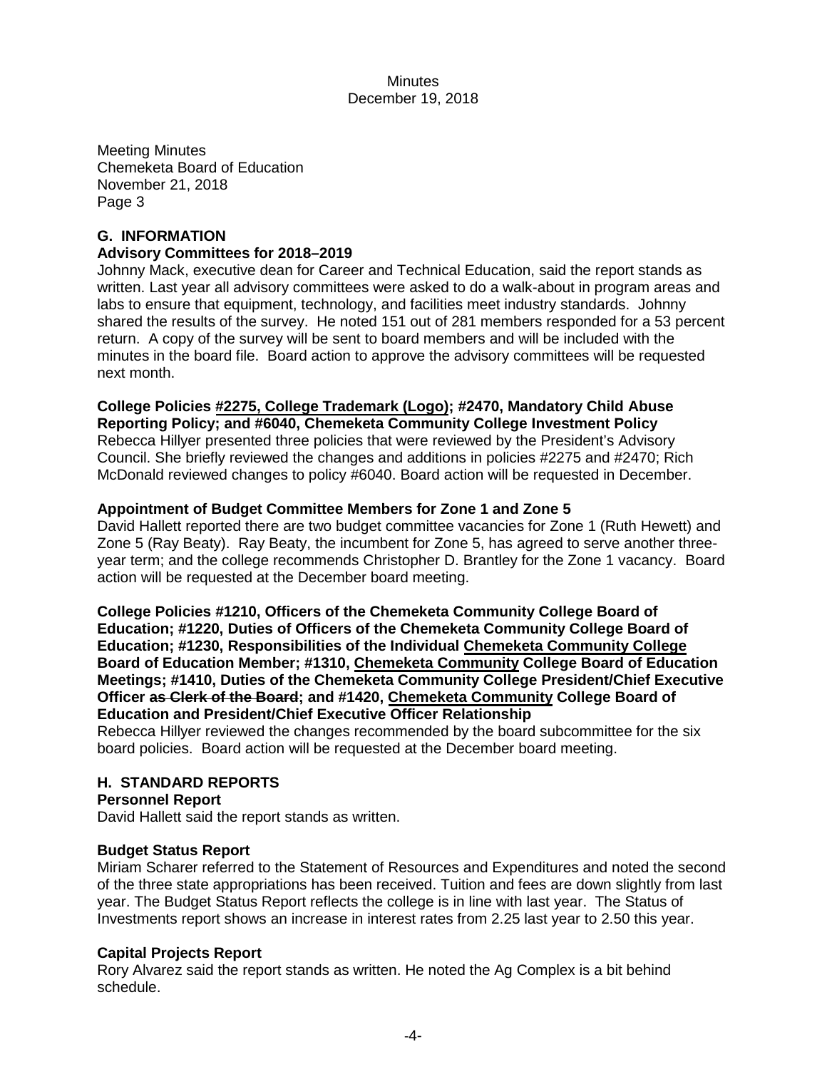Meeting Minutes
Chemeketa Board of Education
November 21, 2018
Page 3

## G. INFORMATION

**Advisory Committees for 2018–2019**

Johnny Mack, executive dean for Career and Technical Education, said the report stands as written. Last year all advisory committees were asked to do a walk-about in program areas and labs to ensure that equipment, technology, and facilities meet industry standards. Johnny shared the results of the survey. He noted 151 out of 281 members responded for a 53 percent return. A copy of the survey will be sent to board members and will be included with the minutes in the board file. Board action to approve the advisory committees will be requested next month.

**College Policies <u>#2275, College Trademark (Logo)</u>; #2470, Mandatory Child Abuse Reporting Policy; and #6040, Chemeketa Community College Investment Policy**

Rebecca Hillyer presented three policies that were reviewed by the President's Advisory Council. She briefly reviewed the changes and additions in policies #2275 and #2470; Rich McDonald reviewed changes to policy #6040. Board action will be requested in December.

**Appointment of Budget Committee Members for Zone 1 and Zone 5**

David Hallett reported there are two budget committee vacancies for Zone 1 (Ruth Hewett) and Zone 5 (Ray Beaty). Ray Beaty, the incumbent for Zone 5, has agreed to serve another three-year term; and the college recommends Christopher D. Brantley for the Zone 1 vacancy. Board action will be requested at the December board meeting.

**College Policies #1210, Officers of the Chemeketa Community College Board of Education; #1220, Duties of Officers of the Chemeketa Community College Board of Education; #1230, Responsibilities of the Individual <u>Chemeketa Community College</u> Board of Education Member; #1310, <u>Chemeketa Community</u> College Board of Education Meetings; #1410, Duties of the Chemeketa Community College President/Chief Executive Officer ~~as Clerk of the Board~~; and #1420, <u>Chemeketa Community</u> College Board of Education and President/Chief Executive Officer Relationship**

Rebecca Hillyer reviewed the changes recommended by the board subcommittee for the six board policies. Board action will be requested at the December board meeting.

## H. STANDARD REPORTS

**Personnel Report**

David Hallett said the report stands as written.

**Budget Status Report**

Miriam Scharer referred to the Statement of Resources and Expenditures and noted the second of the three state appropriations has been received. Tuition and fees are down slightly from last year. The Budget Status Report reflects the college is in line with last year. The Status of Investments report shows an increase in interest rates from 2.25 last year to 2.50 this year.

**Capital Projects Report**

Rory Alvarez said the report stands as written. He noted the Ag Complex is a bit behind schedule.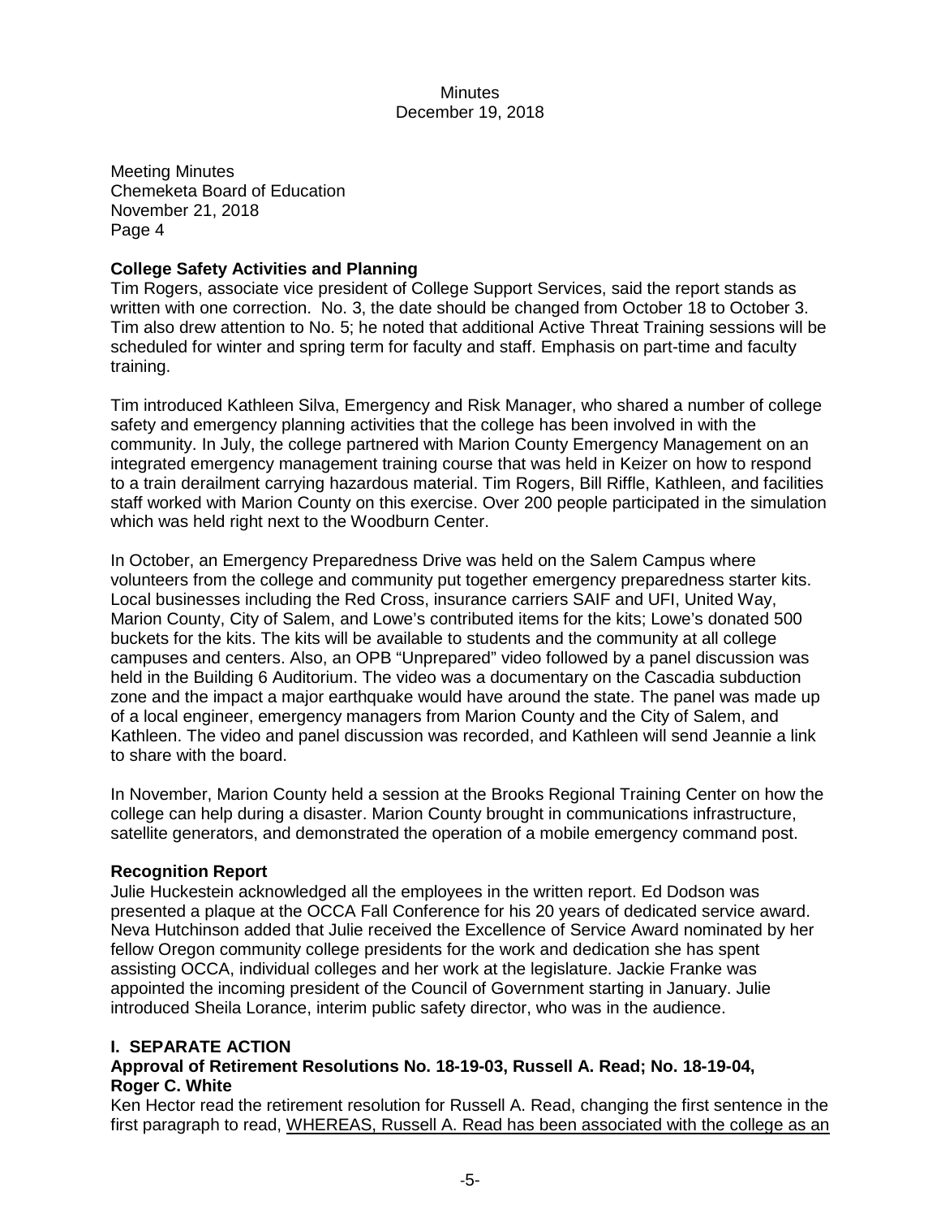Meeting Minutes
Chemeketa Board of Education
November 21, 2018
Page 4

**College Safety Activities and Planning**
Tim Rogers, associate vice president of College Support Services, said the report stands as written with one correction. No. 3, the date should be changed from October 18 to October 3. Tim also drew attention to No. 5; he noted that additional Active Threat Training sessions will be scheduled for winter and spring term for faculty and staff. Emphasis on part-time and faculty training.

Tim introduced Kathleen Silva, Emergency and Risk Manager, who shared a number of college safety and emergency planning activities that the college has been involved in with the community. In July, the college partnered with Marion County Emergency Management on an integrated emergency management training course that was held in Keizer on how to respond to a train derailment carrying hazardous material. Tim Rogers, Bill Riffle, Kathleen, and facilities staff worked with Marion County on this exercise. Over 200 people participated in the simulation which was held right next to the Woodburn Center.

In October, an Emergency Preparedness Drive was held on the Salem Campus where volunteers from the college and community put together emergency preparedness starter kits. Local businesses including the Red Cross, insurance carriers SAIF and UFI, United Way, Marion County, City of Salem, and Lowe's contributed items for the kits; Lowe's donated 500 buckets for the kits. The kits will be available to students and the community at all college campuses and centers. Also, an OPB "Unprepared" video followed by a panel discussion was held in the Building 6 Auditorium. The video was a documentary on the Cascadia subduction zone and the impact a major earthquake would have around the state. The panel was made up of a local engineer, emergency managers from Marion County and the City of Salem, and Kathleen. The video and panel discussion was recorded, and Kathleen will send Jeannie a link to share with the board.

In November, Marion County held a session at the Brooks Regional Training Center on how the college can help during a disaster. Marion County brought in communications infrastructure, satellite generators, and demonstrated the operation of a mobile emergency command post.

**Recognition Report**
Julie Huckestein acknowledged all the employees in the written report. Ed Dodson was presented a plaque at the OCCA Fall Conference for his 20 years of dedicated service award. Neva Hutchinson added that Julie received the Excellence of Service Award nominated by her fellow Oregon community college presidents for the work and dedication she has spent assisting OCCA, individual colleges and her work at the legislature. Jackie Franke was appointed the incoming president of the Council of Government starting in January. Julie introduced Sheila Lorance, interim public safety director, who was in the audience.

**I. SEPARATE ACTION**
**Approval of Retirement Resolutions No. 18-19-03, Russell A. Read; No. 18-19-04, Roger C. White**
Ken Hector read the retirement resolution for Russell A. Read, changing the first sentence in the first paragraph to read, <u>WHEREAS, Russell A. Read has been associated with the college as an</u>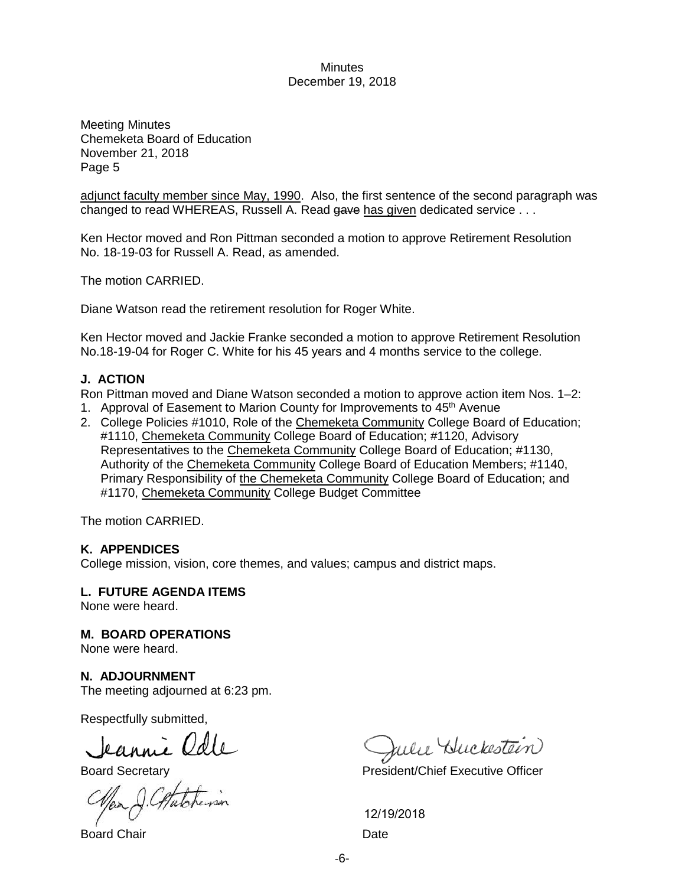Meeting Minutes
Chemeketa Board of Education
November 21, 2018
Page 5

adjunct faculty member since May, 1990. Also, the first sentence of the second paragraph was changed to read WHEREAS, Russell A. Read ~~gave~~ has given dedicated service . . .

Ken Hector moved and Ron Pittman seconded a motion to approve Retirement Resolution No. 18-19-03 for Russell A. Read, as amended.

The motion CARRIED.

Diane Watson read the retirement resolution for Roger White.

Ken Hector moved and Jackie Franke seconded a motion to approve Retirement Resolution No.18-19-04 for Roger C. White for his 45 years and 4 months service to the college.

**J. ACTION**

Ron Pittman moved and Diane Watson seconded a motion to approve action item Nos. 1–2:

1. Approval of Easement to Marion County for Improvements to 45th Avenue
2. College Policies #1010, Role of the Chemeketa Community College Board of Education; #1110, Chemeketa Community College Board of Education; #1120, Advisory Representatives to the Chemeketa Community College Board of Education; #1130, Authority of the Chemeketa Community College Board of Education Members; #1140, Primary Responsibility of the Chemeketa Community College Board of Education; and #1170, Chemeketa Community College Budget Committee

The motion CARRIED.

**K. APPENDICES**

College mission, vision, core themes, and values; campus and district maps.

**L. FUTURE AGENDA ITEMS**

None were heard.

**M. BOARD OPERATIONS**

None were heard.

**N. ADJOURNMENT**

The meeting adjourned at 6:23 pm.

Respectfully submitted,

Jeannie Odle
Board Secretary

Julie Huckestein
President/Chief Executive Officer

Neva J. Hutchinson
Board Chair

12/19/2018
Date